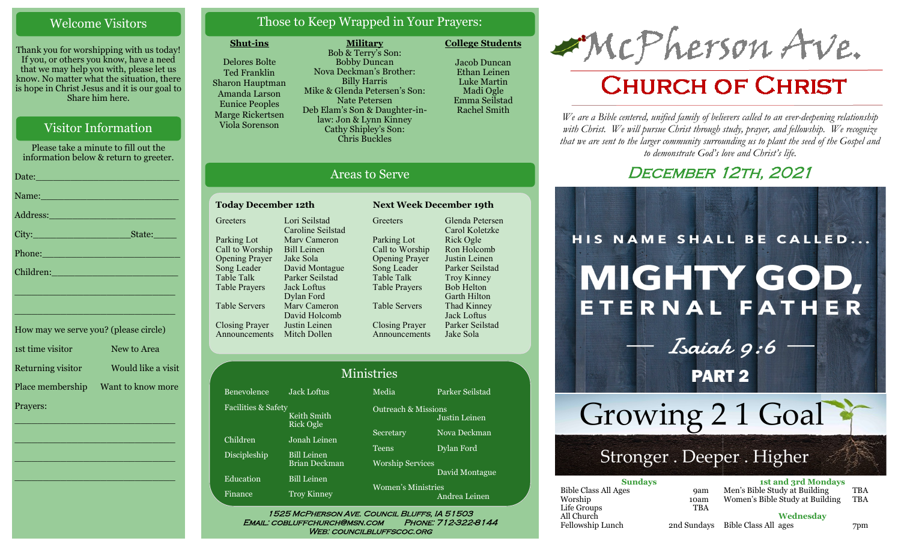## Welcome Visitors

Thank you for worshipping with us today! If you, or others you know, have a need that we may help you with, please let us know. No matter what the situation, there is hope in Christ Jesus and it is our goal to Share him here.

## Visitor Information

Please take a minute to fill out the information below & return to greeter.

Date:___________________________

Name:__________________________

Address:________________________

City:__________________State:_____

Phone:__________________________

Children:________________________

________________________________

________________________________

How may we serve you? (please circle)

1st time visitor — New to Area

Returning visitor — Would like a visit

Place membership — Want to know more

Prayers:

________________________________

________________________________

________________________________

________________________________

## Those to Keep Wrapped in Your Prayers:

**Shut-ins**

Delores Bolte
Ted Franklin
Sharon Hauptman
Amanda Larson
Eunice Peoples
Marge Rickertsen
Viola Sorenson

**Military**

Bob & Terry's Son: Bobby Duncan
Nova Deckman's Brother: Billy Harris
Mike & Glenda Petersen's Son: Nate Petersen
Deb Elam's Son & Daughter-in-law: Jon & Lynn Kinney
Cathy Shipley's Son: Chris Buckles

**College Students**

Jacob Duncan
Ethan Leinen
Luke Martin
Madi Ogle
Emma Seilstad
Rachel Smith

## Areas to Serve

**Today December 12th**

| Role | Name |
|---|---|
| Greeters | Lori Seilstad, Caroline Seilstad |
| Parking Lot | Marv Cameron |
| Call to Worship | Bill Leinen |
| Opening Prayer | Jake Sola |
| Song Leader | David Montague |
| Table Talk | Parker Seilstad |
| Table Prayers | Jack Loftus, Dylan Ford |
| Table Servers | Marv Cameron, David Holcomb |
| Closing Prayer | Justin Leinen |
| Announcements | Mitch Dollen |

**Next Week December 19th**

| Role | Name |
|---|---|
| Greeters | Glenda Petersen, Carol Koletzke |
| Parking Lot | Rick Ogle |
| Call to Worship | Ron Holcomb |
| Opening Prayer | Justin Leinen |
| Song Leader | Parker Seilstad |
| Table Talk | Troy Kinney |
| Table Prayers | Bob Helton, Garth Hilton |
| Table Servers | Thad Kinney, Jack Loftus |
| Closing Prayer | Parker Seilstad |
| Announcements | Jake Sola |

## Ministries

| Ministry | Leader |
|---|---|
| Benevolence | Jack Loftus |
| Facilities & Safety | Keith Smith, Rick Ogle |
| Children | Jonah Leinen |
| Discipleship | Bill Leinen, Brian Deckman |
| Education | Bill Leinen |
| Finance | Troy Kinney |
| Media | Parker Seilstad |
| Outreach & Missions | Justin Leinen |
| Secretary | Nova Deckman |
| Teens | Dylan Ford |
| Worship Services | David Montague |
| Women's Ministries | Andrea Leinen |

1525 McPherson Ave. Council Bluffs, IA 51503
Email: cobluffchurch@msn.com Phone: 712-322-8144
Web: councilbluffscoc.org

# McPherson Ave.
# Church of Christ

*We are a Bible centered, unified family of believers called to an ever-deepening relationship with Christ. We will pursue Christ through study, prayer, and fellowship. We recognize that we are sent to the larger community surrounding us to plant the seed of the Gospel and to demonstrate God's love and Christ's life.*

## December 12th, 2021

HIS NAME SHALL BE CALLED...
MIGHTY GOD, ETERNAL FATHER
— Isaiah 9:6 —
PART 2

Growing 2 1 Goal
Stronger . Deeper . Higher

**Sundays**

| | |
|---|---|
| Bible Class All Ages | 9am |
| Worship | 10am |
| Life Groups | TBA |
| All Church Fellowship Lunch | 2nd Sundays |

**1st and 3rd Mondays**

| | |
|---|---|
| Men's Bible Study at Building | TBA |
| Women's Bible Study at Building | TBA |

**Wednesday**

| | |
|---|---|
| Bible Class All ages | 7pm |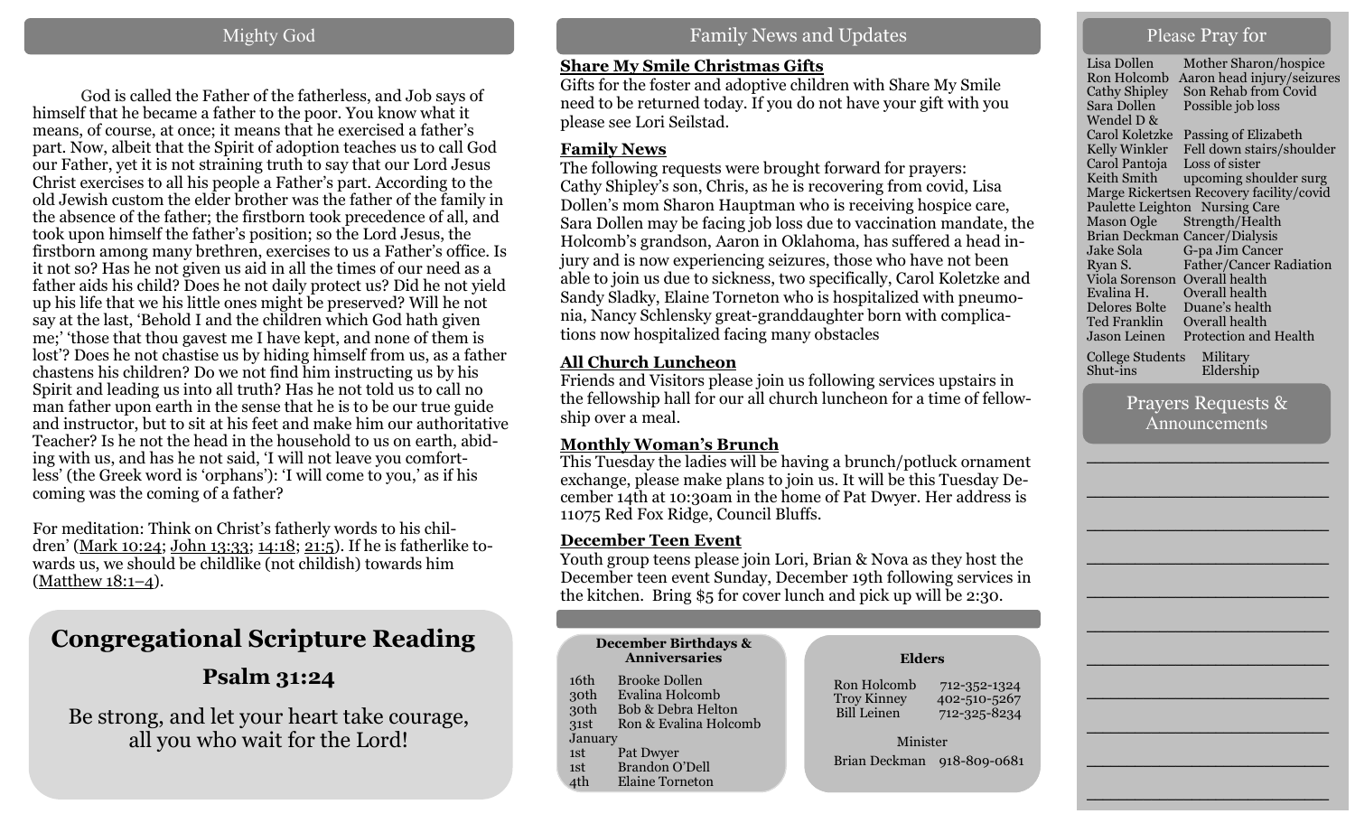## Mighty God

God is called the Father of the fatherless, and Job says of himself that he became a father to the poor. You know what it means, of course, at once; it means that he exercised a father's part. Now, albeit that the Spirit of adoption teaches us to call God our Father, yet it is not straining truth to say that our Lord Jesus Christ exercises to all his people a Father's part. According to the old Jewish custom the elder brother was the father of the family in the absence of the father; the firstborn took precedence of all, and took upon himself the father's position; so the Lord Jesus, the firstborn among many brethren, exercises to us a Father's office. Is it not so? Has he not given us aid in all the times of our need as a father aids his child? Does he not daily protect us? Did he not yield up his life that we his little ones might be preserved? Will he not say at the last, 'Behold I and the children which God hath given me;' 'those that thou gavest me I have kept, and none of them is lost'? Does he not chastise us by hiding himself from us, as a father chastens his children? Do we not find him instructing us by his Spirit and leading us into all truth? Has he not told us to call no man father upon earth in the sense that he is to be our true guide and instructor, but to sit at his feet and make him our authoritative Teacher? Is he not the head in the household to us on earth, abiding with us, and has he not said, 'I will not leave you comfortless' (the Greek word is 'orphans'): 'I will come to you,' as if his coming was the coming of a father?

For meditation: Think on Christ's fatherly words to his children' (Mark 10:24; John 13:33; 14:18; 21:5). If he is fatherlike towards us, we should be childlike (not childish) towards him (Matthew 18:1–4).

## Congregational Scripture Reading

### Psalm 31:24

Be strong, and let your heart take courage, all you who wait for the Lord!

## Family News and Updates

**Share My Smile Christmas Gifts**

Gifts for the foster and adoptive children with Share My Smile need to be returned today. If you do not have your gift with you please see Lori Seilstad.

**Family News**

The following requests were brought forward for prayers: Cathy Shipley's son, Chris, as he is recovering from covid, Lisa Dollen's mom Sharon Hauptman who is receiving hospice care, Sara Dollen may be facing job loss due to vaccination mandate, the Holcomb's grandson, Aaron in Oklahoma, has suffered a head injury and is now experiencing seizures, those who have not been able to join us due to sickness, two specifically, Carol Koletzke and Sandy Sladky, Elaine Torneton who is hospitalized with pneumonia, Nancy Schlensky great-granddaughter born with complications now hospitalized facing many obstacles

**All Church Luncheon**

Friends and Visitors please join us following services upstairs in the fellowship hall for our all church luncheon for a time of fellowship over a meal.

**Monthly Woman's Brunch**

This Tuesday the ladies will be having a brunch/potluck ornament exchange, please make plans to join us. It will be this Tuesday December 14th at 10:30am in the home of Pat Dwyer. Her address is 11075 Red Fox Ridge, Council Bluffs.

**December Teen Event**

Youth group teens please join Lori, Brian & Nova as they host the December teen event Sunday, December 19th following services in the kitchen. Bring $5 for cover lunch and pick up will be 2:30.

**December Birthdays & Anniversaries**

| | |
|---|---|
| 16th | Brooke Dollen |
| 30th | Evalina Holcomb |
| 30th | Bob & Debra Helton |
| 31st | Ron & Evalina Holcomb |
| January | |
| 1st | Pat Dwyer |
| 1st | Brandon O'Dell |
| 4th | Elaine Torneton |

**Elders**

| | |
|---|---|
| Ron Holcomb | 712-352-1324 |
| Troy Kinney | 402-510-5267 |
| Bill Leinen | 712-325-8234 |

Minister

Brian Deckman 918-809-0681

## Please Pray for

| | |
|---|---|
| Lisa Dollen | Mother Sharon/hospice |
| Ron Holcomb | Aaron head injury/seizures |
| Cathy Shipley | Son Rehab from Covid |
| Sara Dollen | Possible job loss |
| Wendel D & | |
| Carol Koletzke | Passing of Elizabeth |
| Kelly Winkler | Fell down stairs/shoulder |
| Carol Pantoja | Loss of sister |
| Keith Smith | upcoming shoulder surg |
| Marge Rickertsen | Recovery facility/covid |
| Paulette Leighton | Nursing Care |
| Mason Ogle | Strength/Health |
| Brian Deckman | Cancer/Dialysis |
| Jake Sola | G-pa Jim Cancer |
| Ryan S. | Father/Cancer Radiation |
| Viola Sorenson | Overall health |
| Evalina H. | Overall health |
| Delores Bolte | Duane's health |
| Ted Franklin | Overall health |
| Jason Leinen | Protection and Health |
| College Students | Military |
| Shut-ins | Eldership |

## Prayers Requests & Announcements

___________________

___________________

___________________

___________________

___________________

___________________

___________________

___________________

___________________

___________________

___________________